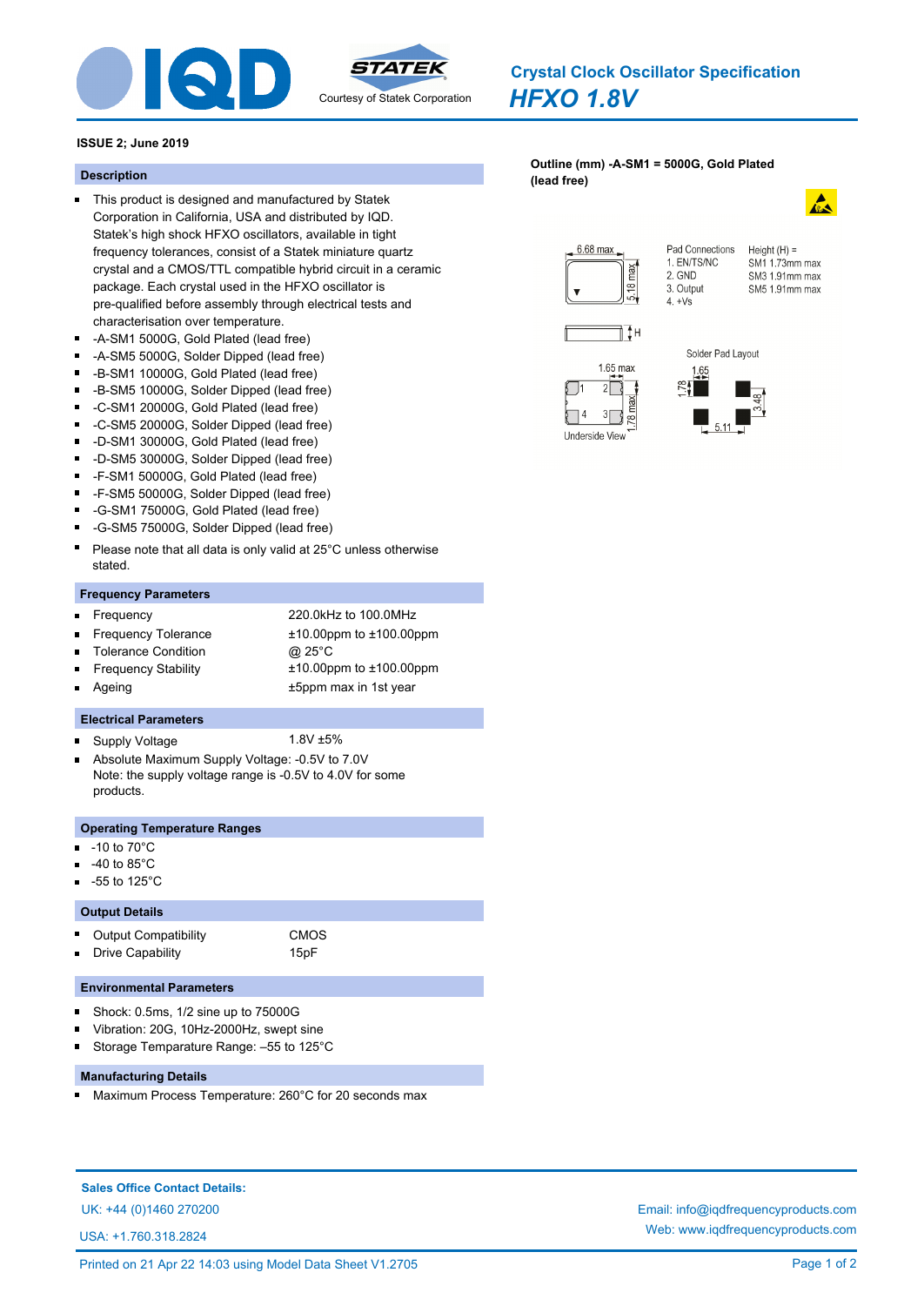# Crystal Clock Oscillator Specification

## *HFXO 1.8V*

Courtesy of Statek Corporation

**ISSUE 2; June 2019**

### Description

- This product is designed and manufactured by Statek Corporation in California, USA and distributed by IQD. Statek's high shock HFXO oscillators, available in tight frequency tolerances, consist of a Statek miniature quartz crystal and a CMOS/TTL compatible hybrid circuit in a ceramic package. Each crystal used in the HFXO oscillator is pre-qualified before assembly through electrical tests and characterisation over temperature.
- -A-SM1 5000G, Gold Plated (lead free)
- -A-SM5 5000G, Solder Dipped (lead free)
- -B-SM1 10000G, Gold Plated (lead free)
- -B-SM5 10000G, Solder Dipped (lead free)
- -C-SM1 20000G, Gold Plated (lead free)
- -C-SM5 20000G, Solder Dipped (lead free)
- -D-SM1 30000G, Gold Plated (lead free)
- -D-SM5 30000G, Solder Dipped (lead free)
- -F-SM1 50000G, Gold Plated (lead free)
- -F-SM5 50000G, Solder Dipped (lead free)
- -G-SM1 75000G, Gold Plated (lead free)
- -G-SM5 75000G, Solder Dipped (lead free)
- Please note that all data is only valid at 25°C unless otherwise stated.

### Frequency Parameters

| Parameter | Value |
|---|---|
| Frequency | 220.0kHz to 100.0MHz |
| Frequency Tolerance | ±10.00ppm to ±100.00ppm |
| Tolerance Condition | @ 25°C |
| Frequency Stability | ±10.00ppm to ±100.00ppm |
| Ageing | ±5ppm max in 1st year |

### Electrical Parameters

- Supply Voltage: 1.8V ±5%
- Absolute Maximum Supply Voltage: -0.5V to 7.0V
  Note: the supply voltage range is -0.5V to 4.0V for some products.

### Operating Temperature Ranges

- -10 to 70°C
- -40 to 85°C
- -55 to 125°C

### Output Details

| Parameter | Value |
|---|---|
| Output Compatibility | CMOS |
| Drive Capability | 15pF |

### Environmental Parameters

- Shock: 0.5ms, 1/2 sine up to 75000G
- Vibration: 20G, 10Hz-2000Hz, swept sine
- Storage Temparature Range: –55 to 125°C

### Manufacturing Details

- Maximum Process Temperature: 260°C for 20 seconds max

### Outline (mm) -A-SM1 = 5000G, Gold Plated (lead free)

6.68 max; 5.18 max; H

Pad Connections:
1. EN/TS/NC
2. GND
3. Output
4. +Vs

Height (H) =
SM1 1.73mm max
SM3 1.91mm max
SM5 1.91mm max

Underside View: 1.65 max; 1.78 max

Solder Pad Layout: 1.65; 1.78; 3.48; 5.11

**Sales Office Contact Details:**

UK: +44 (0)1460 270200

USA: +1.760.318.2824

Email: info@iqdfrequencyproducts.com

Web: www.iqdfrequencyproducts.com

Printed on 21 Apr 22 14:03 using Model Data Sheet V1.2705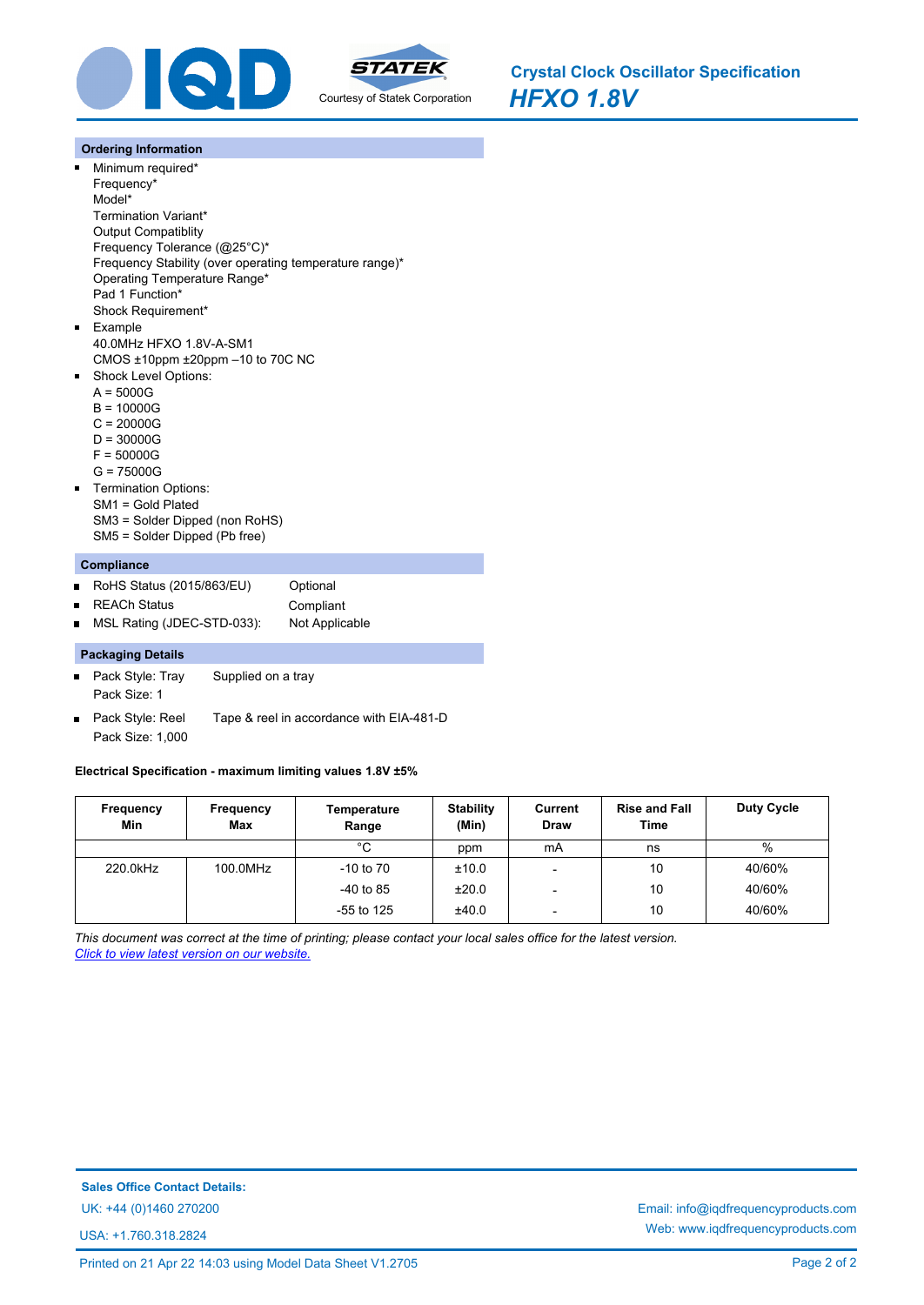# Crystal Clock Oscillator Specification

## *HFXO 1.8V*

Courtesy of Statek Corporation

### Ordering Information

- Minimum required*
  Frequency*
  Model*
  Termination Variant*
  Output Compatiblity
  Frequency Tolerance (@25°C)*
  Frequency Stability (over operating temperature range)*
  Operating Temperature Range*
  Pad 1 Function*
  Shock Requirement*
- Example
  40.0MHz HFXO 1.8V-A-SM1
  CMOS ±10ppm ±20ppm –10 to 70C NC
- Shock Level Options:
  A = 5000G
  B = 10000G
  C = 20000G
  D = 30000G
  F = 50000G
  G = 75000G
- Termination Options:
  SM1 = Gold Plated
  SM3 = Solder Dipped (non RoHS)
  SM5 = Solder Dipped (Pb free)

### Compliance

- RoHS Status (2015/863/EU) Optional
- REACh Status Compliant
- MSL Rating (JDEC-STD-033): Not Applicable

### Packaging Details

- Pack Style: Tray Supplied on a tray
  Pack Size: 1
- Pack Style: Reel Tape & reel in accordance with EIA-481-D
  Pack Size: 1,000

**Electrical Specification - maximum limiting values 1.8V ±5%**

| Frequency Min | Frequency Max | Temperature Range | Stability (Min) | Current Draw | Rise and Fall Time | Duty Cycle |
|---|---|---|---|---|---|---|
| | | °C | ppm | mA | ns | % |
| 220.0kHz | 100.0MHz | -10 to 70 | ±10.0 | - | 10 | 40/60% |
| | | -40 to 85 | ±20.0 | - | 10 | 40/60% |
| | | -55 to 125 | ±40.0 | - | 10 | 40/60% |

*This document was correct at the time of printing; please contact your local sales office for the latest version.*
*Click to view latest version on our website.*

**Sales Office Contact Details:**

UK: +44 (0)1460 270200
USA: +1.760.318.2824

Email: info@iqdfrequencyproducts.com
Web: www.iqdfrequencyproducts.com

Printed on 21 Apr 22 14:03 using Model Data Sheet V1.2705